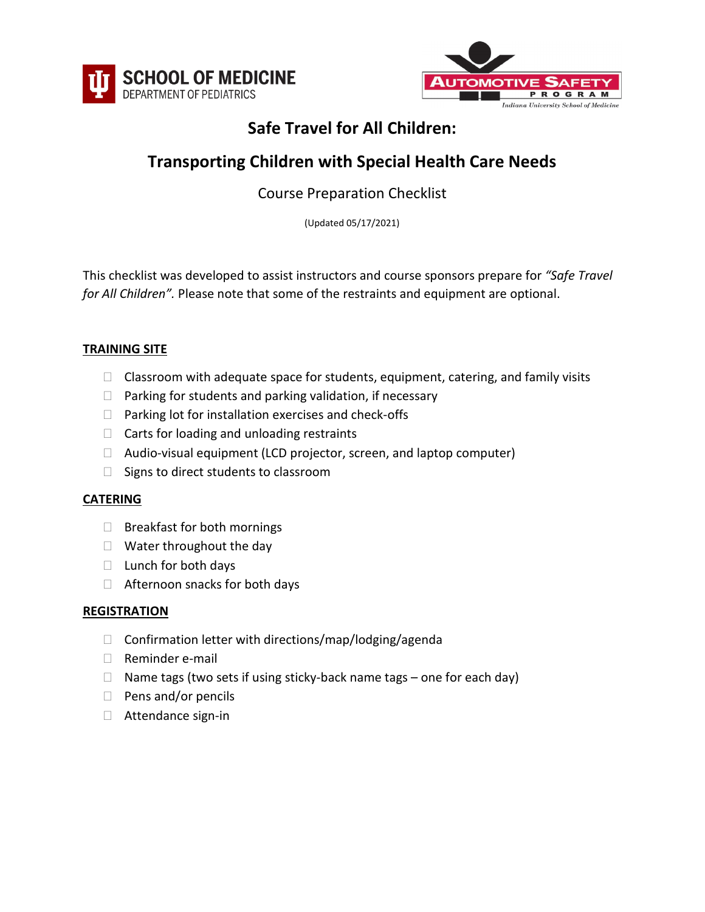SCHOOL OF MEDICINE
DEPARTMENT OF PEDIATRICS

AUTOMOTIVE SAFETY PROGRAM
Indiana University School of Medicine

# Safe Travel for All Children:

# Transporting Children with Special Health Care Needs

## Course Preparation Checklist

(Updated 05/17/2021)

This checklist was developed to assist instructors and course sponsors prepare for *"Safe Travel for All Children"*. Please note that some of the restraints and equipment are optional.

**TRAINING SITE**

- ☐ Classroom with adequate space for students, equipment, catering, and family visits
- ☐ Parking for students and parking validation, if necessary
- ☐ Parking lot for installation exercises and check-offs
- ☐ Carts for loading and unloading restraints
- ☐ Audio-visual equipment (LCD projector, screen, and laptop computer)
- ☐ Signs to direct students to classroom

**CATERING**

- ☐ Breakfast for both mornings
- ☐ Water throughout the day
- ☐ Lunch for both days
- ☐ Afternoon snacks for both days

**REGISTRATION**

- ☐ Confirmation letter with directions/map/lodging/agenda
- ☐ Reminder e-mail
- ☐ Name tags (two sets if using sticky-back name tags – one for each day)
- ☐ Pens and/or pencils
- ☐ Attendance sign-in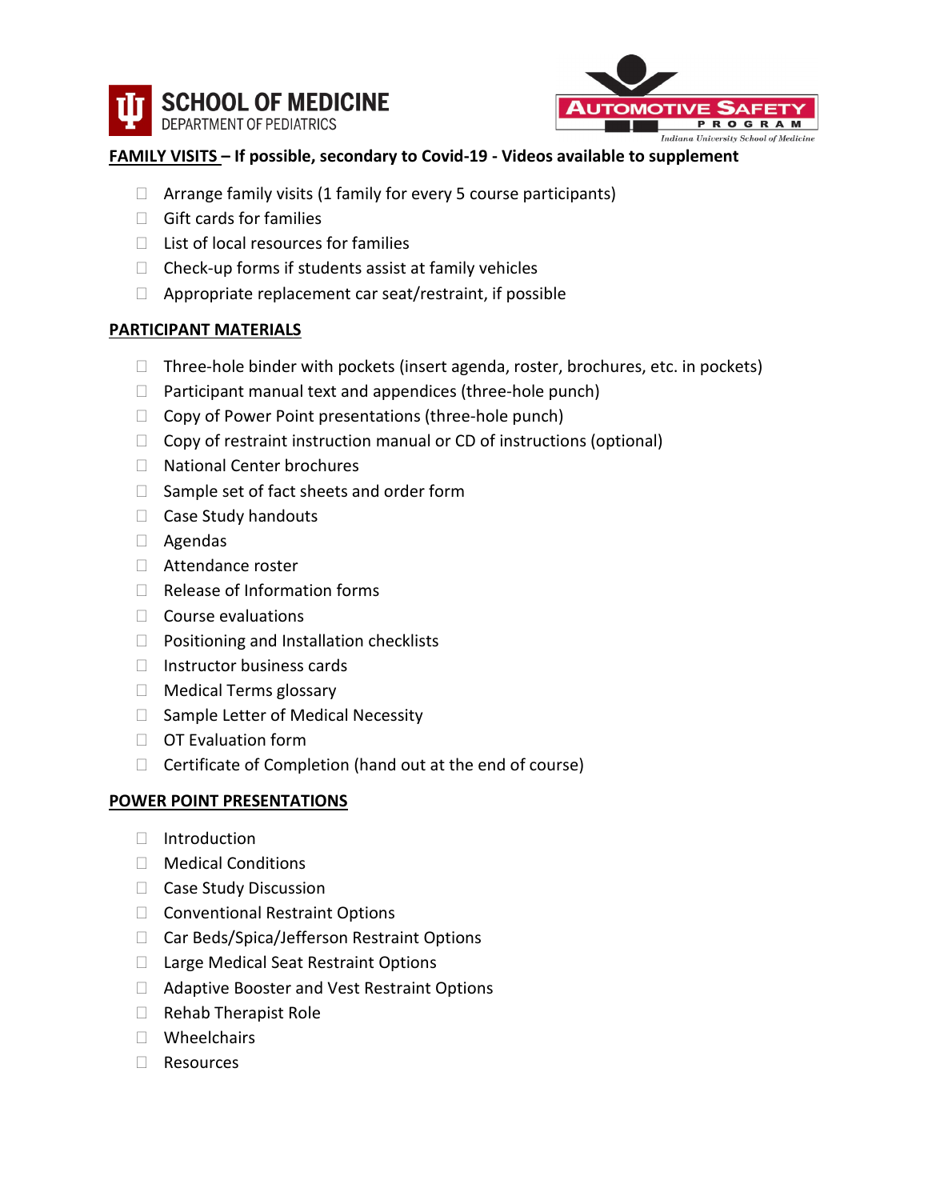**FAMILY VISITS – If possible, secondary to Covid-19 - Videos available to supplement**

- ☐ Arrange family visits (1 family for every 5 course participants)
- ☐ Gift cards for families
- ☐ List of local resources for families
- ☐ Check-up forms if students assist at family vehicles
- ☐ Appropriate replacement car seat/restraint, if possible

**PARTICIPANT MATERIALS**

- ☐ Three-hole binder with pockets (insert agenda, roster, brochures, etc. in pockets)
- ☐ Participant manual text and appendices (three-hole punch)
- ☐ Copy of Power Point presentations (three-hole punch)
- ☐ Copy of restraint instruction manual or CD of instructions (optional)
- ☐ National Center brochures
- ☐ Sample set of fact sheets and order form
- ☐ Case Study handouts
- ☐ Agendas
- ☐ Attendance roster
- ☐ Release of Information forms
- ☐ Course evaluations
- ☐ Positioning and Installation checklists
- ☐ Instructor business cards
- ☐ Medical Terms glossary
- ☐ Sample Letter of Medical Necessity
- ☐ OT Evaluation form
- ☐ Certificate of Completion (hand out at the end of course)

**POWER POINT PRESENTATIONS**

- ☐ Introduction
- ☐ Medical Conditions
- ☐ Case Study Discussion
- ☐ Conventional Restraint Options
- ☐ Car Beds/Spica/Jefferson Restraint Options
- ☐ Large Medical Seat Restraint Options
- ☐ Adaptive Booster and Vest Restraint Options
- ☐ Rehab Therapist Role
- ☐ Wheelchairs
- ☐ Resources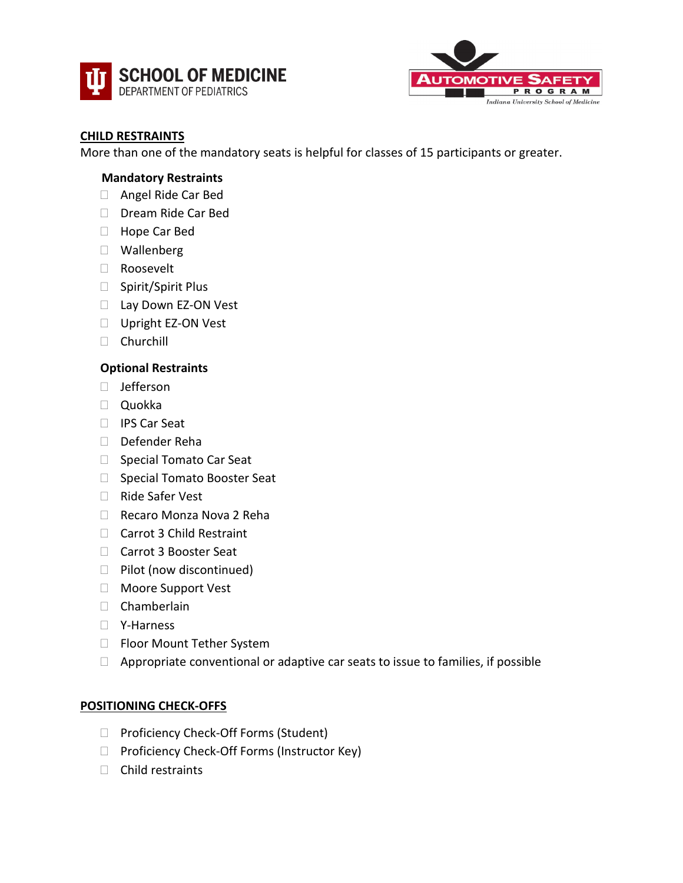SCHOOL OF MEDICINE
DEPARTMENT OF PEDIATRICS

AUTOMOTIVE SAFETY PROGRAM
Indiana University School of Medicine

## CHILD RESTRAINTS

More than one of the mandatory seats is helpful for classes of 15 participants or greater.

### Mandatory Restraints

- ☐ Angel Ride Car Bed
- ☐ Dream Ride Car Bed
- ☐ Hope Car Bed
- ☐ Wallenberg
- ☐ Roosevelt
- ☐ Spirit/Spirit Plus
- ☐ Lay Down EZ-ON Vest
- ☐ Upright EZ-ON Vest
- ☐ Churchill

### Optional Restraints

- ☐ Jefferson
- ☐ Quokka
- ☐ IPS Car Seat
- ☐ Defender Reha
- ☐ Special Tomato Car Seat
- ☐ Special Tomato Booster Seat
- ☐ Ride Safer Vest
- ☐ Recaro Monza Nova 2 Reha
- ☐ Carrot 3 Child Restraint
- ☐ Carrot 3 Booster Seat
- ☐ Pilot (now discontinued)
- ☐ Moore Support Vest
- ☐ Chamberlain
- ☐ Y-Harness
- ☐ Floor Mount Tether System
- ☐ Appropriate conventional or adaptive car seats to issue to families, if possible

## POSITIONING CHECK-OFFS

- ☐ Proficiency Check-Off Forms (Student)
- ☐ Proficiency Check-Off Forms (Instructor Key)
- ☐ Child restraints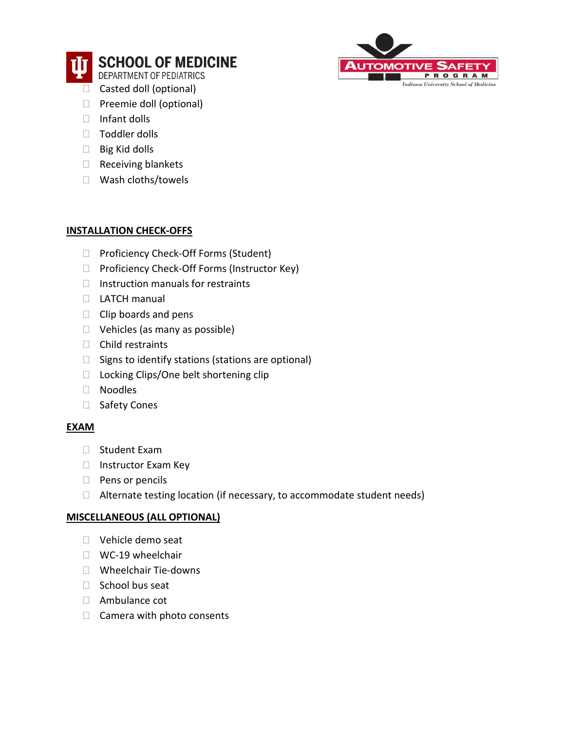- Casted doll (optional)
- Preemie doll (optional)
- Infant dolls
- Toddler dolls
- Big Kid dolls
- Receiving blankets
- Wash cloths/towels

## INSTALLATION CHECK-OFFS

- Proficiency Check-Off Forms (Student)
- Proficiency Check-Off Forms (Instructor Key)
- Instruction manuals for restraints
- LATCH manual
- Clip boards and pens
- Vehicles (as many as possible)
- Child restraints
- Signs to identify stations (stations are optional)
- Locking Clips/One belt shortening clip
- Noodles
- Safety Cones

## EXAM

- Student Exam
- Instructor Exam Key
- Pens or pencils
- Alternate testing location (if necessary, to accommodate student needs)

## MISCELLANEOUS (ALL OPTIONAL)

- Vehicle demo seat
- WC-19 wheelchair
- Wheelchair Tie-downs
- School bus seat
- Ambulance cot
- Camera with photo consents